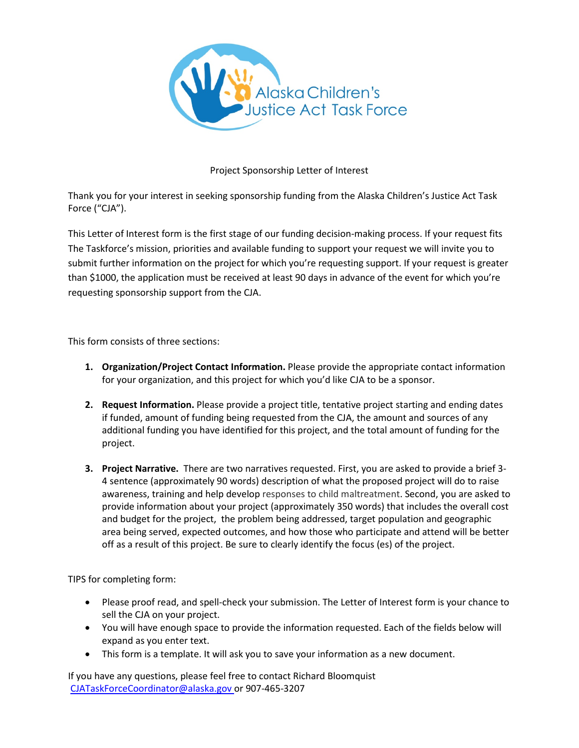Alaska Children's Justice Act Task Force

Project Sponsorship Letter of Interest

Thank you for your interest in seeking sponsorship funding from the Alaska Children's Justice Act Task Force ("CJA").

This Letter of Interest form is the first stage of our funding decision-making process. If your request fits The Taskforce's mission, priorities and available funding to support your request we will invite you to submit further information on the project for which you're requesting support. If your request is greater than $1000, the application must be received at least 90 days in advance of the event for which you're requesting sponsorship support from the CJA.

This form consists of three sections:

1. **Organization/Project Contact Information.** Please provide the appropriate contact information for your organization, and this project for which you'd like CJA to be a sponsor.

2. **Request Information.** Please provide a project title, tentative project starting and ending dates if funded, amount of funding being requested from the CJA, the amount and sources of any additional funding you have identified for this project, and the total amount of funding for the project.

3. **Project Narrative.** There are two narratives requested. First, you are asked to provide a brief 3-4 sentence (approximately 90 words) description of what the proposed project will do to raise awareness, training and help develop responses to child maltreatment. Second, you are asked to provide information about your project (approximately 350 words) that includes the overall cost and budget for the project, the problem being addressed, target population and geographic area being served, expected outcomes, and how those who participate and attend will be better off as a result of this project. Be sure to clearly identify the focus (es) of the project.

TIPS for completing form:

- Please proof read, and spell-check your submission. The Letter of Interest form is your chance to sell the CJA on your project.
- You will have enough space to provide the information requested. Each of the fields below will expand as you enter text.
- This form is a template. It will ask you to save your information as a new document.

If you have any questions, please feel free to contact Richard Bloomquist
CJATaskForceCoordinator@alaska.gov or 907-465-3207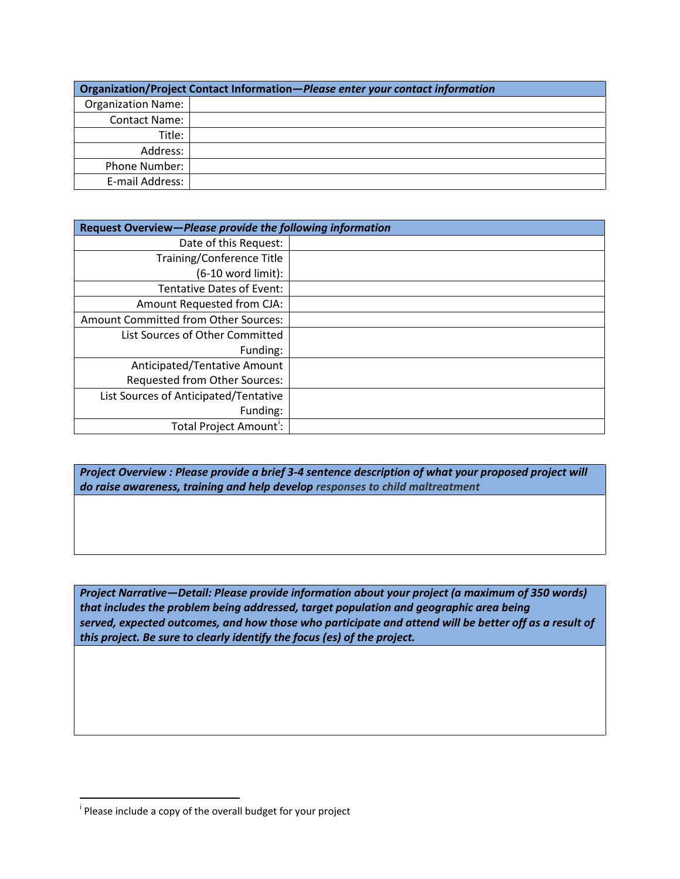| **Organization/Project Contact Information—*Please enter your contact information*** | |
|---|---|
| Organization Name: | |
| Contact Name: | |
| Title: | |
| Address: | |
| Phone Number: | |
| E-mail Address: | |

| **Request Overview—*Please provide the following information*** | |
|---|---|
| Date of this Request: | |
| Training/Conference Title (6-10 word limit): | |
| Tentative Dates of Event: | |
| Amount Requested from CJA: | |
| Amount Committed from Other Sources: | |
| List Sources of Other Committed Funding: | |
| Anticipated/Tentative Amount Requested from Other Sources: | |
| List Sources of Anticipated/Tentative Funding: | |
| Total Project Amount[i]: | |

| ***Project Overview : Please provide a brief 3-4 sentence description of what your proposed project will do raise awareness, training and help develop responses to child maltreatment*** |
|---|
| |

| ***Project Narrative—Detail: Please provide information about your project (a maximum of 350 words) that includes the problem being addressed, target population and geographic area being served, expected outcomes, and how those who participate and attend will be better off as a result of this project. Be sure to clearly identify the focus (es) of the project.*** |
|---|
| |

[i] Please include a copy of the overall budget for your project